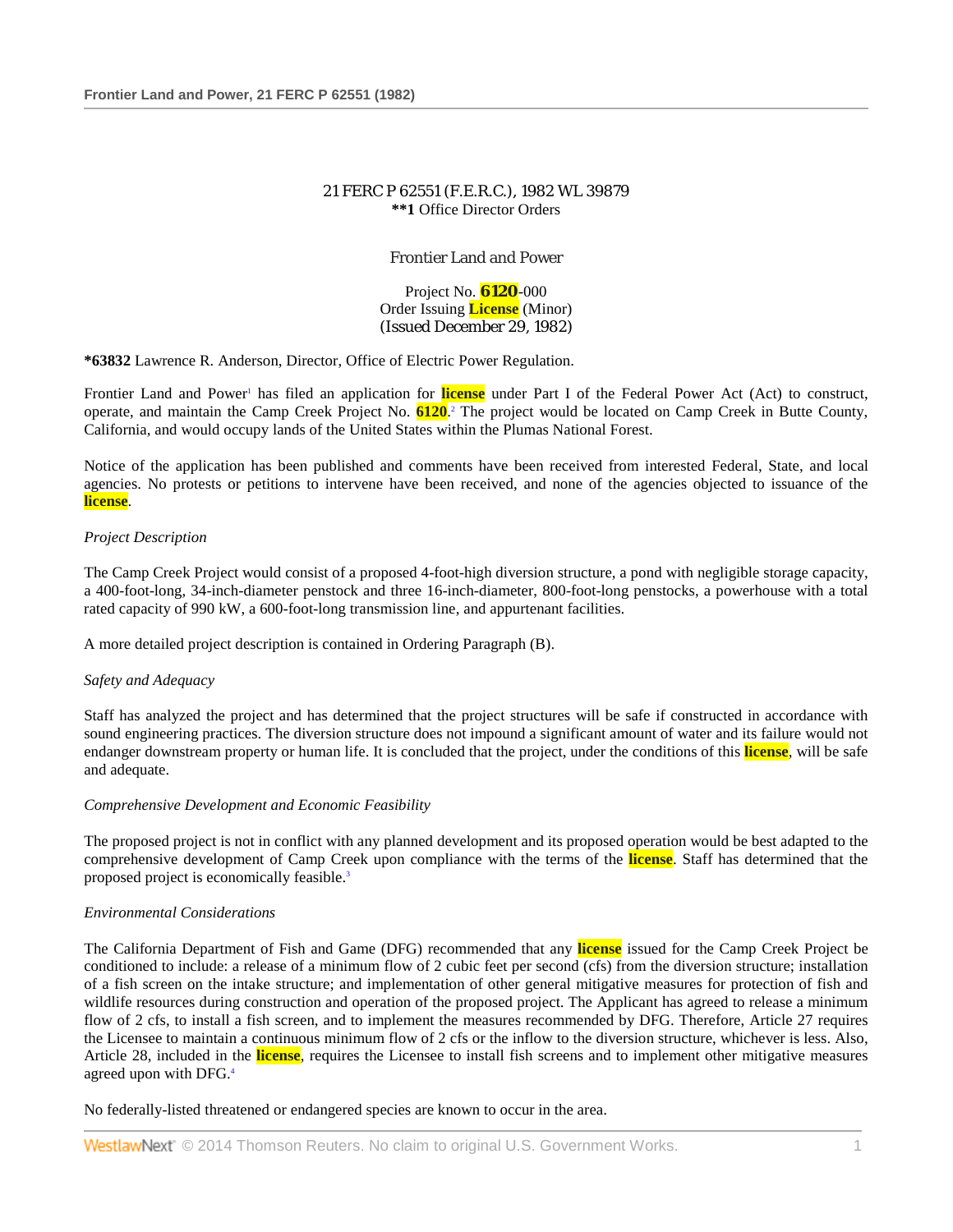21 FERC P 62551 (F.E.R.C.), 1982 WL 39879
**\*\*1** Office Director Orders

Frontier Land and Power

Project No. 6120-000
Order Issuing License (Minor)
(Issued December 29, 1982)

**\*63832** Lawrence R. Anderson, Director, Office of Electric Power Regulation.

Frontier Land and Power[1] has filed an application for license under Part I of the Federal Power Act (Act) to construct, operate, and maintain the Camp Creek Project No. 6120.[2] The project would be located on Camp Creek in Butte County, California, and would occupy lands of the United States within the Plumas National Forest.

Notice of the application has been published and comments have been received from interested Federal, State, and local agencies. No protests or petitions to intervene have been received, and none of the agencies objected to issuance of the license.

*Project Description*

The Camp Creek Project would consist of a proposed 4-foot-high diversion structure, a pond with negligible storage capacity, a 400-foot-long, 34-inch-diameter penstock and three 16-inch-diameter, 800-foot-long penstocks, a powerhouse with a total rated capacity of 990 kW, a 600-foot-long transmission line, and appurtenant facilities.

A more detailed project description is contained in Ordering Paragraph (B).

*Safety and Adequacy*

Staff has analyzed the project and has determined that the project structures will be safe if constructed in accordance with sound engineering practices. The diversion structure does not impound a significant amount of water and its failure would not endanger downstream property or human life. It is concluded that the project, under the conditions of this license, will be safe and adequate.

*Comprehensive Development and Economic Feasibility*

The proposed project is not in conflict with any planned development and its proposed operation would be best adapted to the comprehensive development of Camp Creek upon compliance with the terms of the license. Staff has determined that the proposed project is economically feasible.[3]

*Environmental Considerations*

The California Department of Fish and Game (DFG) recommended that any license issued for the Camp Creek Project be conditioned to include: a release of a minimum flow of 2 cubic feet per second (cfs) from the diversion structure; installation of a fish screen on the intake structure; and implementation of other general mitigative measures for protection of fish and wildlife resources during construction and operation of the proposed project. The Applicant has agreed to release a minimum flow of 2 cfs, to install a fish screen, and to implement the measures recommended by DFG. Therefore, Article 27 requires the Licensee to maintain a continuous minimum flow of 2 cfs or the inflow to the diversion structure, whichever is less. Also, Article 28, included in the license, requires the Licensee to install fish screens and to implement other mitigative measures agreed upon with DFG.[4]

No federally-listed threatened or endangered species are known to occur in the area.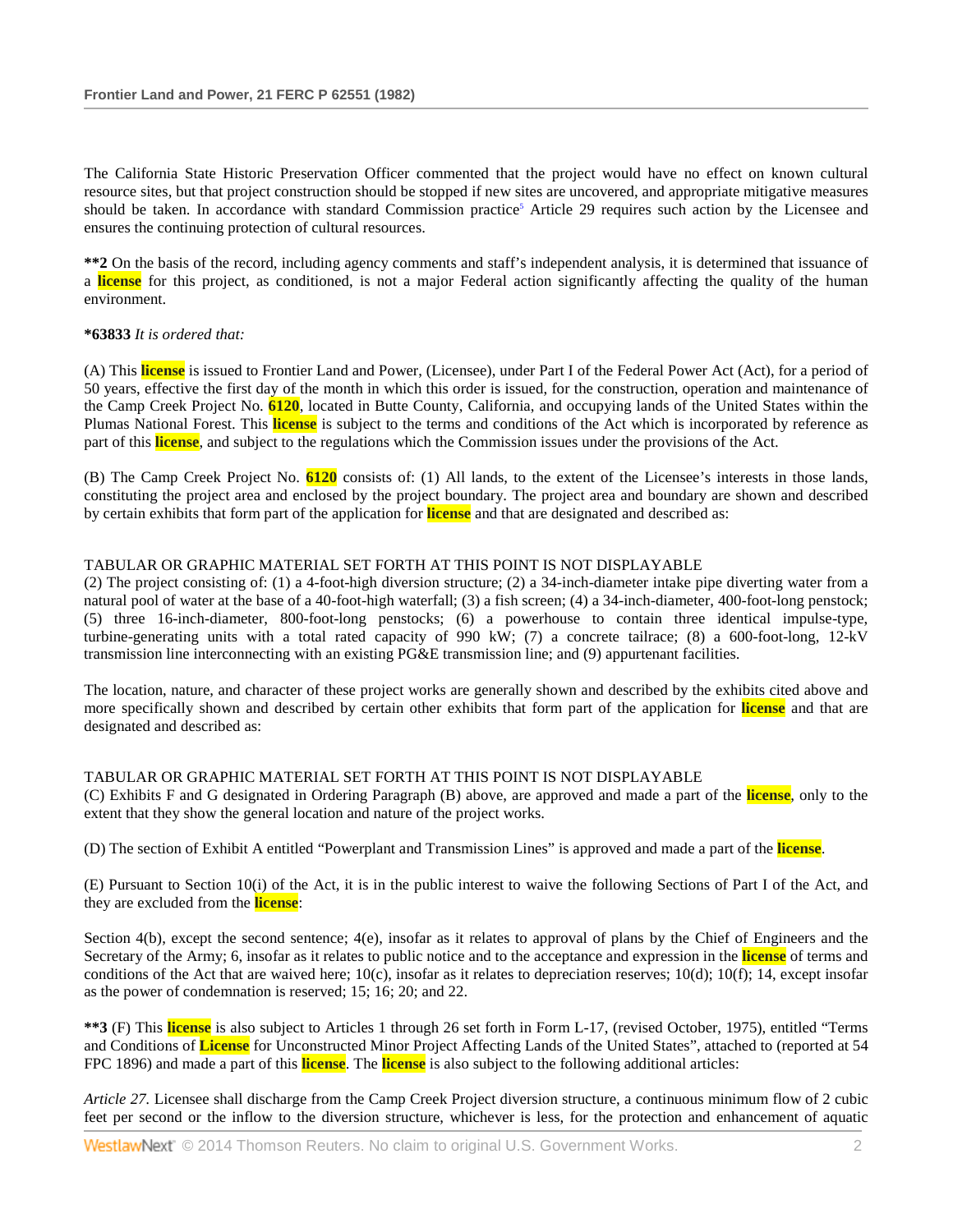The California State Historic Preservation Officer commented that the project would have no effect on known cultural resource sites, but that project construction should be stopped if new sites are uncovered, and appropriate mitigative measures should be taken. In accordance with standard Commission practice[5] Article 29 requires such action by the Licensee and ensures the continuing protection of cultural resources.

**\*\*2** On the basis of the record, including agency comments and staff's independent analysis, it is determined that issuance of a license for this project, as conditioned, is not a major Federal action significantly affecting the quality of the human environment.

**\*63833** *It is ordered that:*

(A) This license is issued to Frontier Land and Power, (Licensee), under Part I of the Federal Power Act (Act), for a period of 50 years, effective the first day of the month in which this order is issued, for the construction, operation and maintenance of the Camp Creek Project No. 6120, located in Butte County, California, and occupying lands of the United States within the Plumas National Forest. This license is subject to the terms and conditions of the Act which is incorporated by reference as part of this license, and subject to the regulations which the Commission issues under the provisions of the Act.

(B) The Camp Creek Project No. 6120 consists of: (1) All lands, to the extent of the Licensee's interests in those lands, constituting the project area and enclosed by the project boundary. The project area and boundary are shown and described by certain exhibits that form part of the application for license and that are designated and described as:

TABULAR OR GRAPHIC MATERIAL SET FORTH AT THIS POINT IS NOT DISPLAYABLE

(2) The project consisting of: (1) a 4-foot-high diversion structure; (2) a 34-inch-diameter intake pipe diverting water from a natural pool of water at the base of a 40-foot-high waterfall; (3) a fish screen; (4) a 34-inch-diameter, 400-foot-long penstock; (5) three 16-inch-diameter, 800-foot-long penstocks; (6) a powerhouse to contain three identical impulse-type, turbine-generating units with a total rated capacity of 990 kW; (7) a concrete tailrace; (8) a 600-foot-long, 12-kV transmission line interconnecting with an existing PG&E transmission line; and (9) appurtenant facilities.

The location, nature, and character of these project works are generally shown and described by the exhibits cited above and more specifically shown and described by certain other exhibits that form part of the application for license and that are designated and described as:

TABULAR OR GRAPHIC MATERIAL SET FORTH AT THIS POINT IS NOT DISPLAYABLE

(C) Exhibits F and G designated in Ordering Paragraph (B) above, are approved and made a part of the license, only to the extent that they show the general location and nature of the project works.

(D) The section of Exhibit A entitled "Powerplant and Transmission Lines" is approved and made a part of the license.

(E) Pursuant to Section 10(i) of the Act, it is in the public interest to waive the following Sections of Part I of the Act, and they are excluded from the license:

Section 4(b), except the second sentence; 4(e), insofar as it relates to approval of plans by the Chief of Engineers and the Secretary of the Army; 6, insofar as it relates to public notice and to the acceptance and expression in the license of terms and conditions of the Act that are waived here; 10(c), insofar as it relates to depreciation reserves; 10(d); 10(f); 14, except insofar as the power of condemnation is reserved; 15; 16; 20; and 22.

**\*\*3** (F) This license is also subject to Articles 1 through 26 set forth in Form L-17, (revised October, 1975), entitled "Terms and Conditions of License for Unconstructed Minor Project Affecting Lands of the United States", attached to (reported at 54 FPC 1896) and made a part of this license. The license is also subject to the following additional articles:

*Article 27.* Licensee shall discharge from the Camp Creek Project diversion structure, a continuous minimum flow of 2 cubic feet per second or the inflow to the diversion structure, whichever is less, for the protection and enhancement of aquatic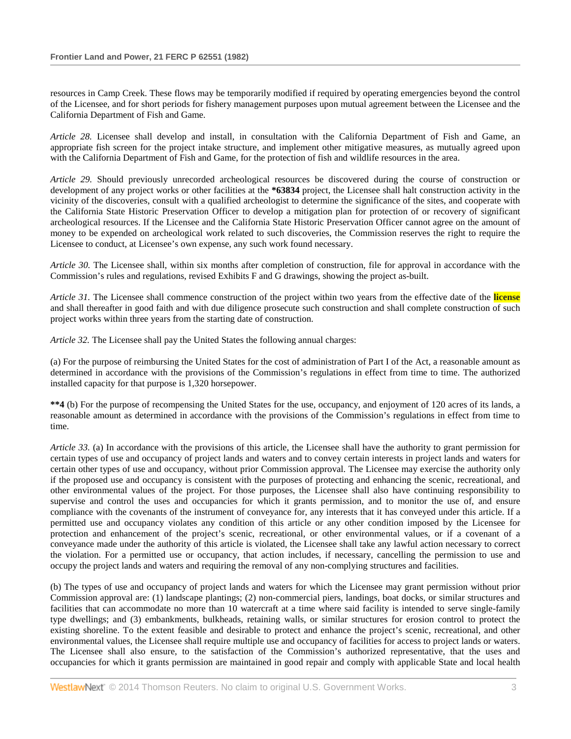resources in Camp Creek. These flows may be temporarily modified if required by operating emergencies beyond the control of the Licensee, and for short periods for fishery management purposes upon mutual agreement between the Licensee and the California Department of Fish and Game.

*Article 28.* Licensee shall develop and install, in consultation with the California Department of Fish and Game, an appropriate fish screen for the project intake structure, and implement other mitigative measures, as mutually agreed upon with the California Department of Fish and Game, for the protection of fish and wildlife resources in the area.

*Article 29.* Should previously unrecorded archeological resources be discovered during the course of construction or development of any project works or other facilities at the **\*63834** project, the Licensee shall halt construction activity in the vicinity of the discoveries, consult with a qualified archeologist to determine the significance of the sites, and cooperate with the California State Historic Preservation Officer to develop a mitigation plan for protection of or recovery of significant archeological resources. If the Licensee and the California State Historic Preservation Officer cannot agree on the amount of money to be expended on archeological work related to such discoveries, the Commission reserves the right to require the Licensee to conduct, at Licensee's own expense, any such work found necessary.

*Article 30.* The Licensee shall, within six months after completion of construction, file for approval in accordance with the Commission's rules and regulations, revised Exhibits F and G drawings, showing the project as-built.

*Article 31.* The Licensee shall commence construction of the project within two years from the effective date of the **license** and shall thereafter in good faith and with due diligence prosecute such construction and shall complete construction of such project works within three years from the starting date of construction.

*Article 32.* The Licensee shall pay the United States the following annual charges:

(a) For the purpose of reimbursing the United States for the cost of administration of Part I of the Act, a reasonable amount as determined in accordance with the provisions of the Commission's regulations in effect from time to time. The authorized installed capacity for that purpose is 1,320 horsepower.

**\*\*4** (b) For the purpose of recompensing the United States for the use, occupancy, and enjoyment of 120 acres of its lands, a reasonable amount as determined in accordance with the provisions of the Commission's regulations in effect from time to time.

*Article 33.* (a) In accordance with the provisions of this article, the Licensee shall have the authority to grant permission for certain types of use and occupancy of project lands and waters and to convey certain interests in project lands and waters for certain other types of use and occupancy, without prior Commission approval. The Licensee may exercise the authority only if the proposed use and occupancy is consistent with the purposes of protecting and enhancing the scenic, recreational, and other environmental values of the project. For those purposes, the Licensee shall also have continuing responsibility to supervise and control the uses and occupancies for which it grants permission, and to monitor the use of, and ensure compliance with the covenants of the instrument of conveyance for, any interests that it has conveyed under this article. If a permitted use and occupancy violates any condition of this article or any other condition imposed by the Licensee for protection and enhancement of the project's scenic, recreational, or other environmental values, or if a covenant of a conveyance made under the authority of this article is violated, the Licensee shall take any lawful action necessary to correct the violation. For a permitted use or occupancy, that action includes, if necessary, cancelling the permission to use and occupy the project lands and waters and requiring the removal of any non-complying structures and facilities.

(b) The types of use and occupancy of project lands and waters for which the Licensee may grant permission without prior Commission approval are: (1) landscape plantings; (2) non-commercial piers, landings, boat docks, or similar structures and facilities that can accommodate no more than 10 watercraft at a time where said facility is intended to serve single-family type dwellings; and (3) embankments, bulkheads, retaining walls, or similar structures for erosion control to protect the existing shoreline. To the extent feasible and desirable to protect and enhance the project's scenic, recreational, and other environmental values, the Licensee shall require multiple use and occupancy of facilities for access to project lands or waters. The Licensee shall also ensure, to the satisfaction of the Commission's authorized representative, that the uses and occupancies for which it grants permission are maintained in good repair and comply with applicable State and local health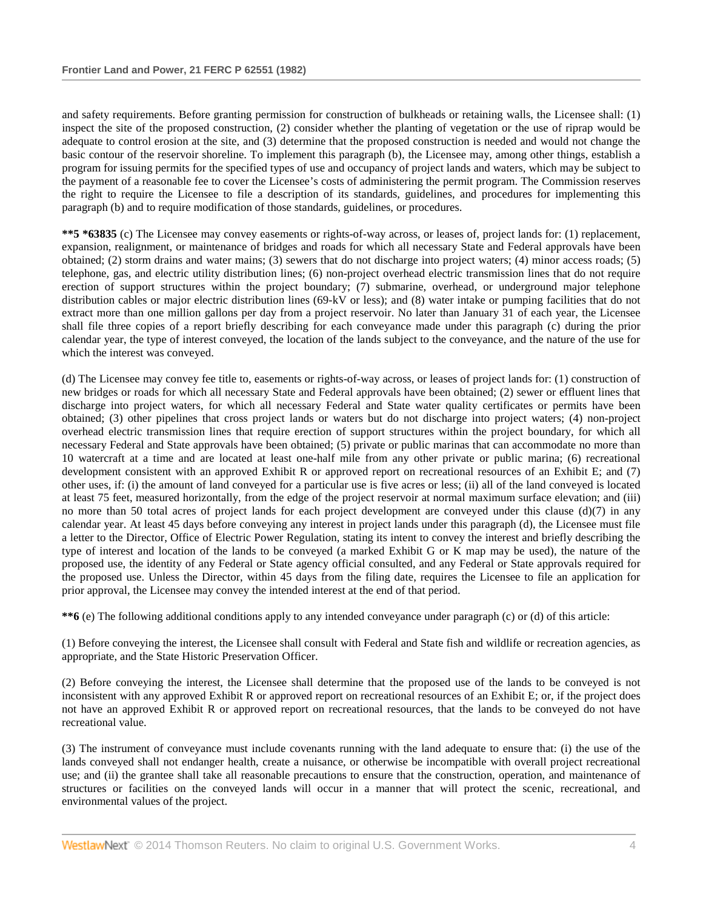and safety requirements. Before granting permission for construction of bulkheads or retaining walls, the Licensee shall: (1) inspect the site of the proposed construction, (2) consider whether the planting of vegetation or the use of riprap would be adequate to control erosion at the site, and (3) determine that the proposed construction is needed and would not change the basic contour of the reservoir shoreline. To implement this paragraph (b), the Licensee may, among other things, establish a program for issuing permits for the specified types of use and occupancy of project lands and waters, which may be subject to the payment of a reasonable fee to cover the Licensee's costs of administering the permit program. The Commission reserves the right to require the Licensee to file a description of its standards, guidelines, and procedures for implementing this paragraph (b) and to require modification of those standards, guidelines, or procedures.

**\*\*5 \*63835** (c) The Licensee may convey easements or rights-of-way across, or leases of, project lands for: (1) replacement, expansion, realignment, or maintenance of bridges and roads for which all necessary State and Federal approvals have been obtained; (2) storm drains and water mains; (3) sewers that do not discharge into project waters; (4) minor access roads; (5) telephone, gas, and electric utility distribution lines; (6) non-project overhead electric transmission lines that do not require erection of support structures within the project boundary; (7) submarine, overhead, or underground major telephone distribution cables or major electric distribution lines (69-kV or less); and (8) water intake or pumping facilities that do not extract more than one million gallons per day from a project reservoir. No later than January 31 of each year, the Licensee shall file three copies of a report briefly describing for each conveyance made under this paragraph (c) during the prior calendar year, the type of interest conveyed, the location of the lands subject to the conveyance, and the nature of the use for which the interest was conveyed.

(d) The Licensee may convey fee title to, easements or rights-of-way across, or leases of project lands for: (1) construction of new bridges or roads for which all necessary State and Federal approvals have been obtained; (2) sewer or effluent lines that discharge into project waters, for which all necessary Federal and State water quality certificates or permits have been obtained; (3) other pipelines that cross project lands or waters but do not discharge into project waters; (4) non-project overhead electric transmission lines that require erection of support structures within the project boundary, for which all necessary Federal and State approvals have been obtained; (5) private or public marinas that can accommodate no more than 10 watercraft at a time and are located at least one-half mile from any other private or public marina; (6) recreational development consistent with an approved Exhibit R or approved report on recreational resources of an Exhibit E; and (7) other uses, if: (i) the amount of land conveyed for a particular use is five acres or less; (ii) all of the land conveyed is located at least 75 feet, measured horizontally, from the edge of the project reservoir at normal maximum surface elevation; and (iii) no more than 50 total acres of project lands for each project development are conveyed under this clause (d)(7) in any calendar year. At least 45 days before conveying any interest in project lands under this paragraph (d), the Licensee must file a letter to the Director, Office of Electric Power Regulation, stating its intent to convey the interest and briefly describing the type of interest and location of the lands to be conveyed (a marked Exhibit G or K map may be used), the nature of the proposed use, the identity of any Federal or State agency official consulted, and any Federal or State approvals required for the proposed use. Unless the Director, within 45 days from the filing date, requires the Licensee to file an application for prior approval, the Licensee may convey the intended interest at the end of that period.

**\*\*6** (e) The following additional conditions apply to any intended conveyance under paragraph (c) or (d) of this article:

(1) Before conveying the interest, the Licensee shall consult with Federal and State fish and wildlife or recreation agencies, as appropriate, and the State Historic Preservation Officer.

(2) Before conveying the interest, the Licensee shall determine that the proposed use of the lands to be conveyed is not inconsistent with any approved Exhibit R or approved report on recreational resources of an Exhibit E; or, if the project does not have an approved Exhibit R or approved report on recreational resources, that the lands to be conveyed do not have recreational value.

(3) The instrument of conveyance must include covenants running with the land adequate to ensure that: (i) the use of the lands conveyed shall not endanger health, create a nuisance, or otherwise be incompatible with overall project recreational use; and (ii) the grantee shall take all reasonable precautions to ensure that the construction, operation, and maintenance of structures or facilities on the conveyed lands will occur in a manner that will protect the scenic, recreational, and environmental values of the project.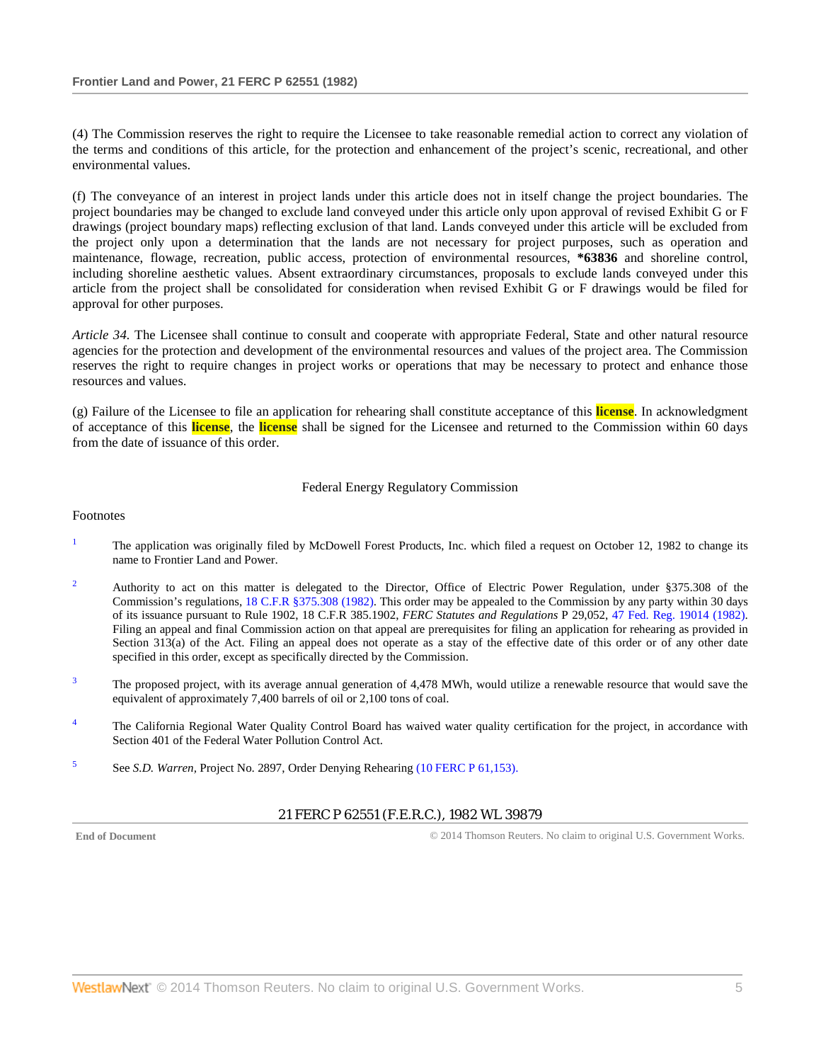(4) The Commission reserves the right to require the Licensee to take reasonable remedial action to correct any violation of the terms and conditions of this article, for the protection and enhancement of the project's scenic, recreational, and other environmental values.

(f) The conveyance of an interest in project lands under this article does not in itself change the project boundaries. The project boundaries may be changed to exclude land conveyed under this article only upon approval of revised Exhibit G or F drawings (project boundary maps) reflecting exclusion of that land. Lands conveyed under this article will be excluded from the project only upon a determination that the lands are not necessary for project purposes, such as operation and maintenance, flowage, recreation, public access, protection of environmental resources, **\*63836** and shoreline control, including shoreline aesthetic values. Absent extraordinary circumstances, proposals to exclude lands conveyed under this article from the project shall be consolidated for consideration when revised Exhibit G or F drawings would be filed for approval for other purposes.

*Article 34.* The Licensee shall continue to consult and cooperate with appropriate Federal, State and other natural resource agencies for the protection and development of the environmental resources and values of the project area. The Commission reserves the right to require changes in project works or operations that may be necessary to protect and enhance those resources and values.

(g) Failure of the Licensee to file an application for rehearing shall constitute acceptance of this **license**. In acknowledgment of acceptance of this **license**, the **license** shall be signed for the Licensee and returned to the Commission within 60 days from the date of issuance of this order.

Federal Energy Regulatory Commission

Footnotes

[1] The application was originally filed by McDowell Forest Products, Inc. which filed a request on October 12, 1982 to change its name to Frontier Land and Power.

[2] Authority to act on this matter is delegated to the Director, Office of Electric Power Regulation, under §375.308 of the Commission's regulations, 18 C.F.R §375.308 (1982). This order may be appealed to the Commission by any party within 30 days of its issuance pursuant to Rule 1902, 18 C.F.R 385.1902, *FERC Statutes and Regulations* P 29,052, 47 Fed. Reg. 19014 (1982). Filing an appeal and final Commission action on that appeal are prerequisites for filing an application for rehearing as provided in Section 313(a) of the Act. Filing an appeal does not operate as a stay of the effective date of this order or of any other date specified in this order, except as specifically directed by the Commission.

[3] The proposed project, with its average annual generation of 4,478 MWh, would utilize a renewable resource that would save the equivalent of approximately 7,400 barrels of oil or 2,100 tons of coal.

[4] The California Regional Water Quality Control Board has waived water quality certification for the project, in accordance with Section 401 of the Federal Water Pollution Control Act.

[5] See *S.D. Warren*, Project No. 2897, Order Denying Rehearing (10 FERC P 61,153).

21 FERC P 62551 (F.E.R.C.), 1982 WL 39879

**End of Document** © 2014 Thomson Reuters. No claim to original U.S. Government Works.